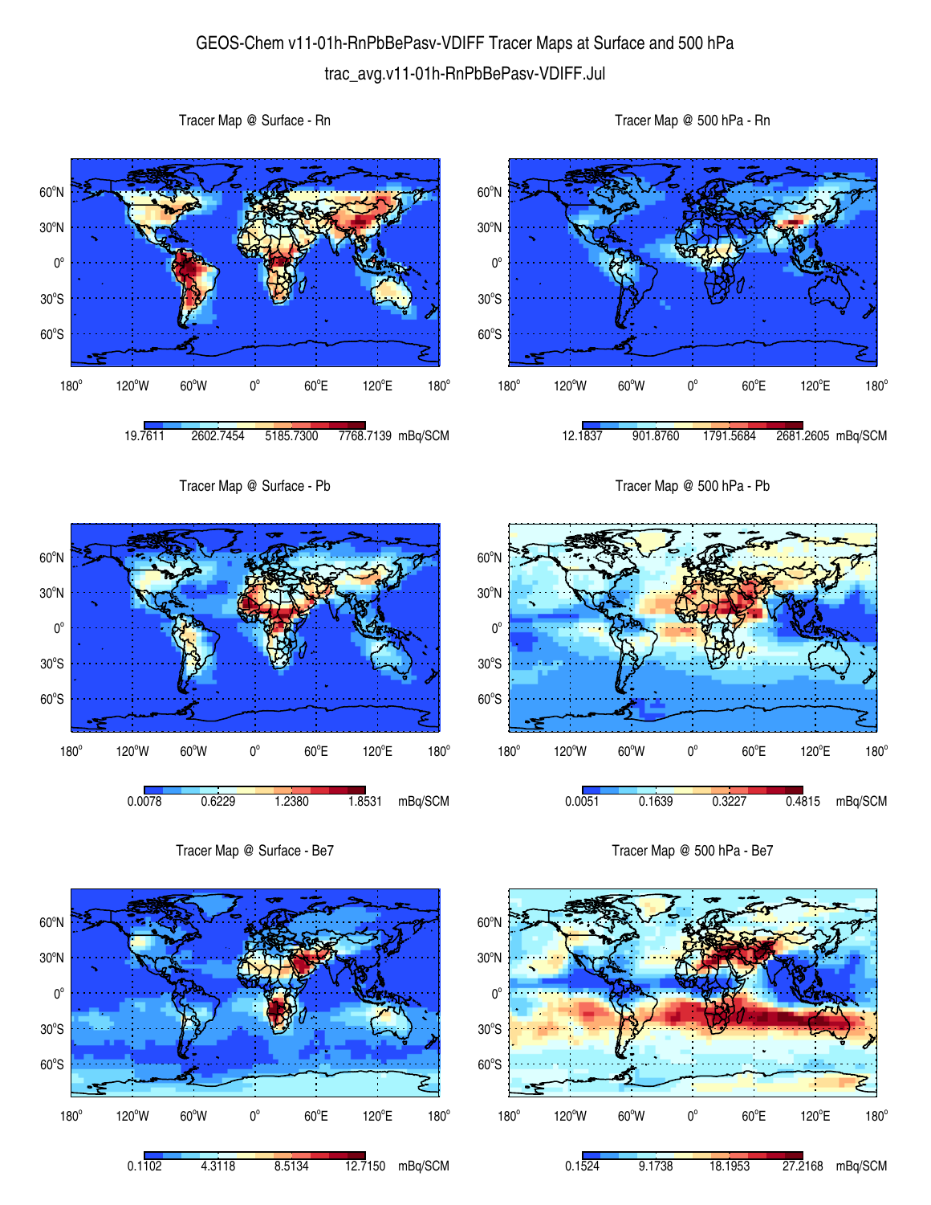# GEOS-Chem v11-01h-RnPbBePasv-VDIFF Tracer Maps at Surface and 500 hPa

trac_avg.v11-01h-RnPbBePasv-VDIFF.Jul

Tracer Map @ Surface - Rn

19.7611 2602.7454 5185.7300 7768.7139 mBq/SCM

Tracer Map @ 500 hPa - Rn

12.1837 901.8760 1791.5684 2681.2605 mBq/SCM

Tracer Map @ Surface - Pb

0.0078 0.6229 1.2380 1.8531 mBq/SCM

Tracer Map @ 500 hPa - Pb

0.0051 0.1639 0.3227 0.4815 mBq/SCM

Tracer Map @ Surface - Be7

0.1102 4.3118 8.5134 12.7150 mBq/SCM

Tracer Map @ 500 hPa - Be7

0.1524 9.1738 18.1953 27.2168 mBq/SCM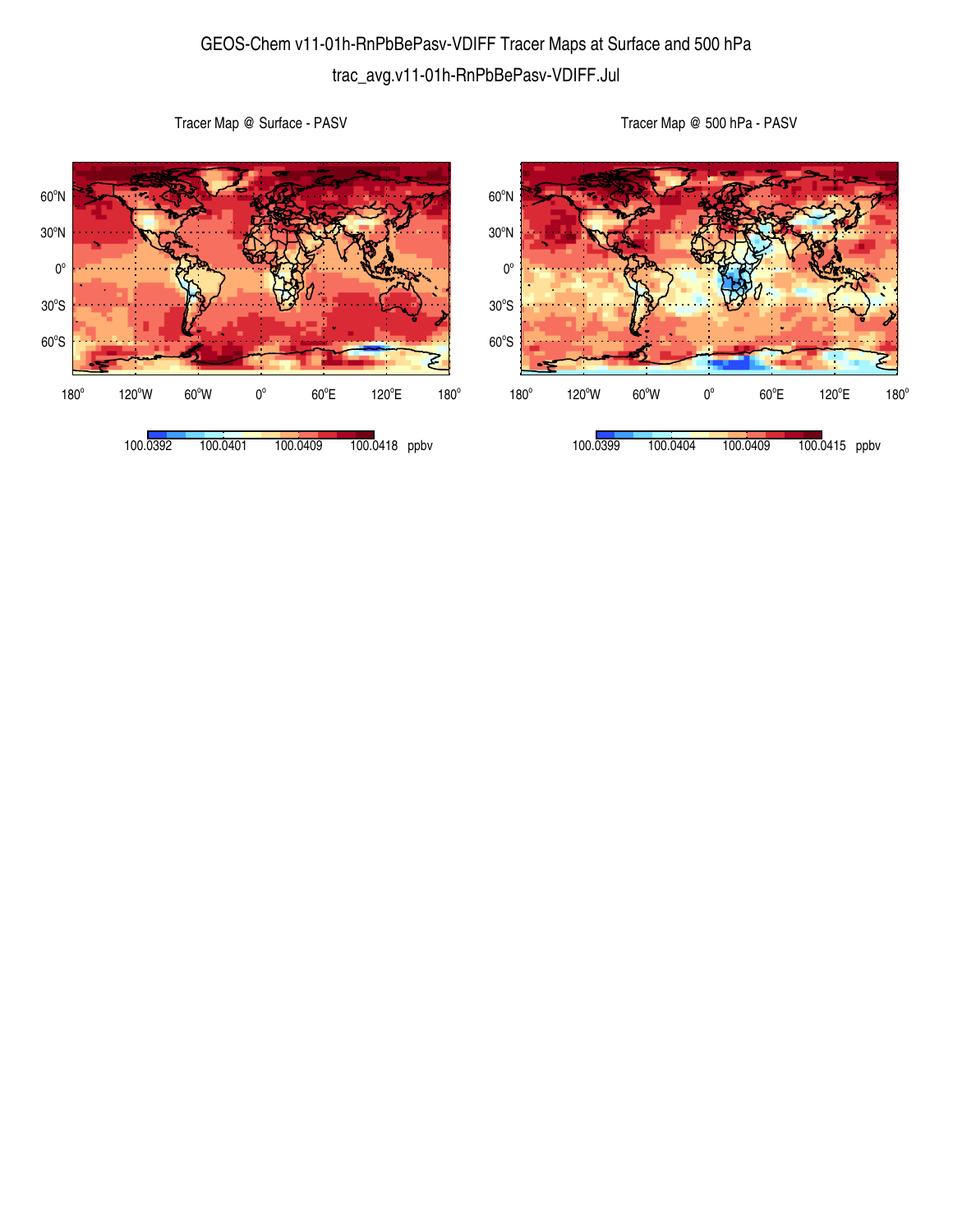# GEOS-Chem v11-01h-RnPbBePasv-VDIFF Tracer Maps at Surface and 500 hPa

trac_avg.v11-01h-RnPbBePasv-VDIFF.Jul

Tracer Map @ Surface - PASV

60°N
30°N
0°
30°S
60°S

180° 120°W 60°W 0° 60°E 120°E 180°

100.0392 100.0401 100.0409 100.0418 ppbv

Tracer Map @ 500 hPa - PASV

60°N
30°N
0°
30°S
60°S

180° 120°W 60°W 0° 60°E 120°E 180°

100.0399 100.0404 100.0409 100.0415 ppbv